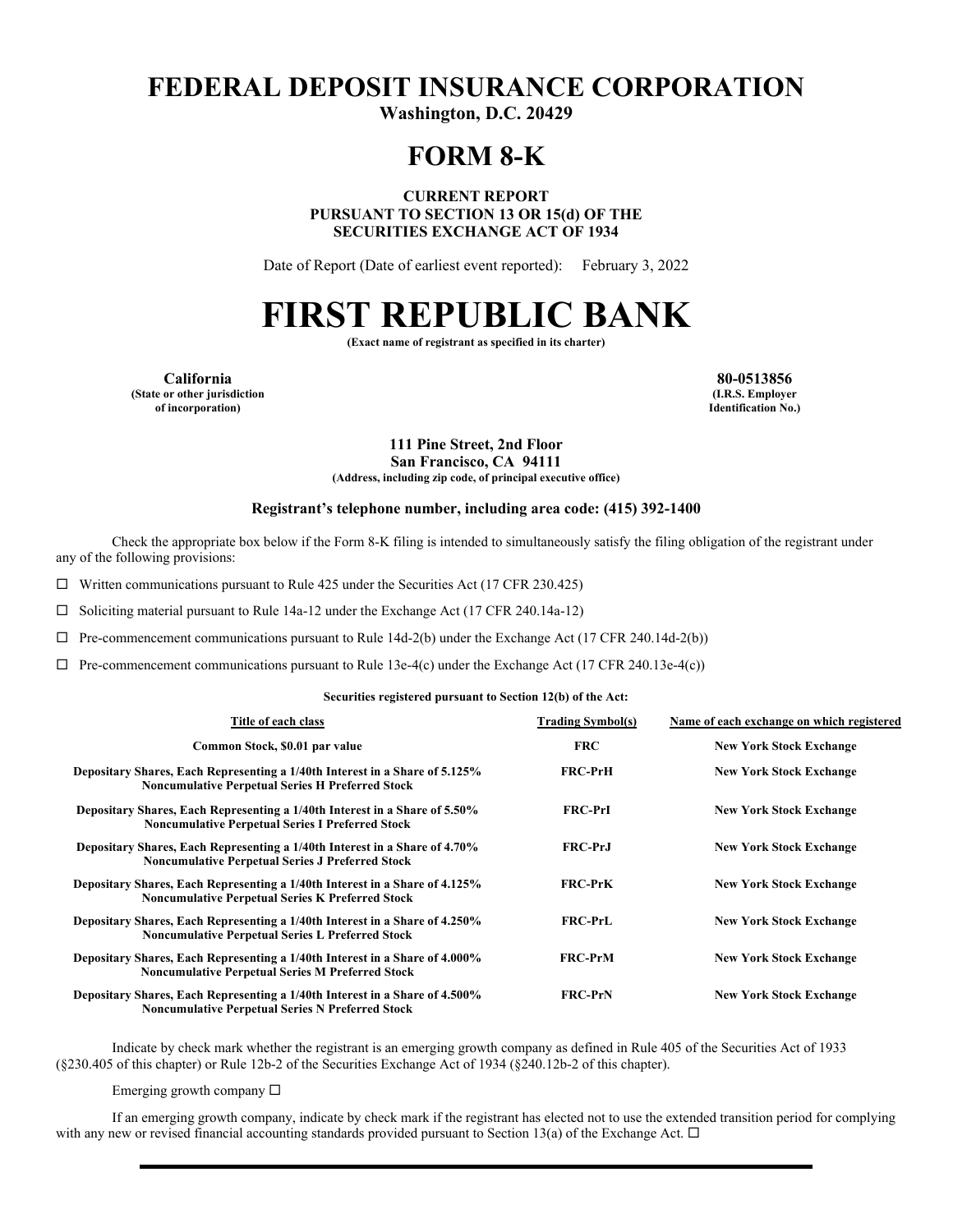# FEDERAL DEPOSIT INSURANCE CORPORATION

**Washington, D.C. 20429**

# FORM 8-K

**CURRENT REPORT**
**PURSUANT TO SECTION 13 OR 15(d) OF THE**
**SECURITIES EXCHANGE ACT OF 1934**

Date of Report (Date of earliest event reported): February 3, 2022

# FIRST REPUBLIC BANK

**(Exact name of registrant as specified in its charter)**

| **California** | **80-0513856** |
|---|---|
| **(State or other jurisdiction of incorporation)** | **(I.R.S. Employer Identification No.)** |

**111 Pine Street, 2nd Floor**
**San Francisco, CA 94111**
**(Address, including zip code, of principal executive office)**

**Registrant's telephone number, including area code: (415) 392-1400**

Check the appropriate box below if the Form 8-K filing is intended to simultaneously satisfy the filing obligation of the registrant under any of the following provisions:

☐ Written communications pursuant to Rule 425 under the Securities Act (17 CFR 230.425)

☐ Soliciting material pursuant to Rule 14a-12 under the Exchange Act (17 CFR 240.14a-12)

☐ Pre-commencement communications pursuant to Rule 14d-2(b) under the Exchange Act (17 CFR 240.14d-2(b))

☐ Pre-commencement communications pursuant to Rule 13e-4(c) under the Exchange Act (17 CFR 240.13e-4(c))

**Securities registered pursuant to Section 12(b) of the Act:**

| Title of each class | Trading Symbol(s) | Name of each exchange on which registered |
|---|---|---|
| Common Stock, $0.01 par value | FRC | New York Stock Exchange |
| Depositary Shares, Each Representing a 1/40th Interest in a Share of 5.125% Noncumulative Perpetual Series H Preferred Stock | FRC-PrH | New York Stock Exchange |
| Depositary Shares, Each Representing a 1/40th Interest in a Share of 5.50% Noncumulative Perpetual Series I Preferred Stock | FRC-PrI | New York Stock Exchange |
| Depositary Shares, Each Representing a 1/40th Interest in a Share of 4.70% Noncumulative Perpetual Series J Preferred Stock | FRC-PrJ | New York Stock Exchange |
| Depositary Shares, Each Representing a 1/40th Interest in a Share of 4.125% Noncumulative Perpetual Series K Preferred Stock | FRC-PrK | New York Stock Exchange |
| Depositary Shares, Each Representing a 1/40th Interest in a Share of 4.250% Noncumulative Perpetual Series L Preferred Stock | FRC-PrL | New York Stock Exchange |
| Depositary Shares, Each Representing a 1/40th Interest in a Share of 4.000% Noncumulative Perpetual Series M Preferred Stock | FRC-PrM | New York Stock Exchange |
| Depositary Shares, Each Representing a 1/40th Interest in a Share of 4.500% Noncumulative Perpetual Series N Preferred Stock | FRC-PrN | New York Stock Exchange |

Indicate by check mark whether the registrant is an emerging growth company as defined in Rule 405 of the Securities Act of 1933 (§230.405 of this chapter) or Rule 12b-2 of the Securities Exchange Act of 1934 (§240.12b-2 of this chapter).

Emerging growth company ☐

If an emerging growth company, indicate by check mark if the registrant has elected not to use the extended transition period for complying with any new or revised financial accounting standards provided pursuant to Section 13(a) of the Exchange Act. ☐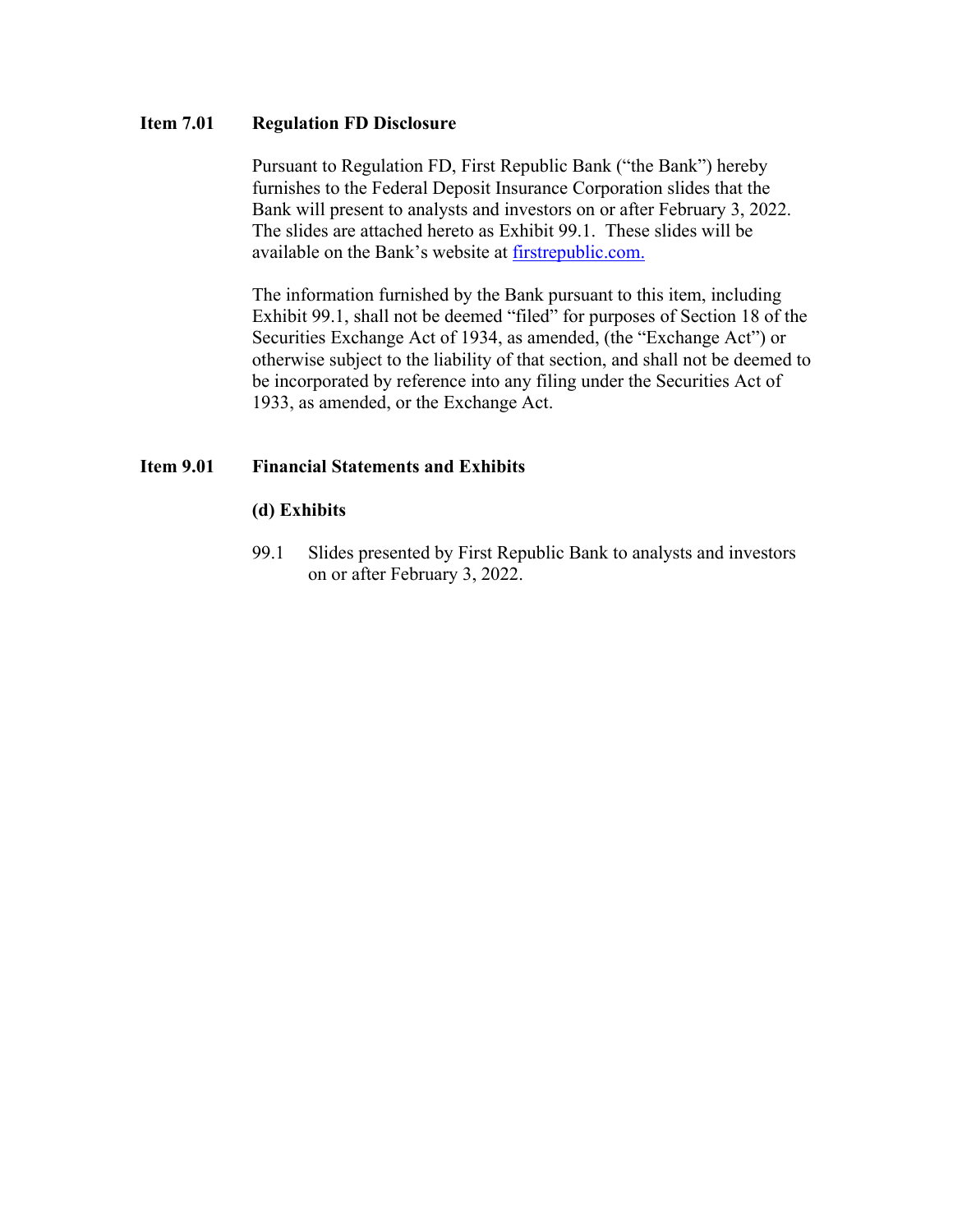**Item 7.01 Regulation FD Disclosure**

Pursuant to Regulation FD, First Republic Bank ("the Bank") hereby furnishes to the Federal Deposit Insurance Corporation slides that the Bank will present to analysts and investors on or after February 3, 2022. The slides are attached hereto as Exhibit 99.1. These slides will be available on the Bank's website at [firstrepublic.com.](firstrepublic.com)

The information furnished by the Bank pursuant to this item, including Exhibit 99.1, shall not be deemed "filed" for purposes of Section 18 of the Securities Exchange Act of 1934, as amended, (the "Exchange Act") or otherwise subject to the liability of that section, and shall not be deemed to be incorporated by reference into any filing under the Securities Act of 1933, as amended, or the Exchange Act.

**Item 9.01 Financial Statements and Exhibits**

**(d) Exhibits**

99.1 Slides presented by First Republic Bank to analysts and investors on or after February 3, 2022.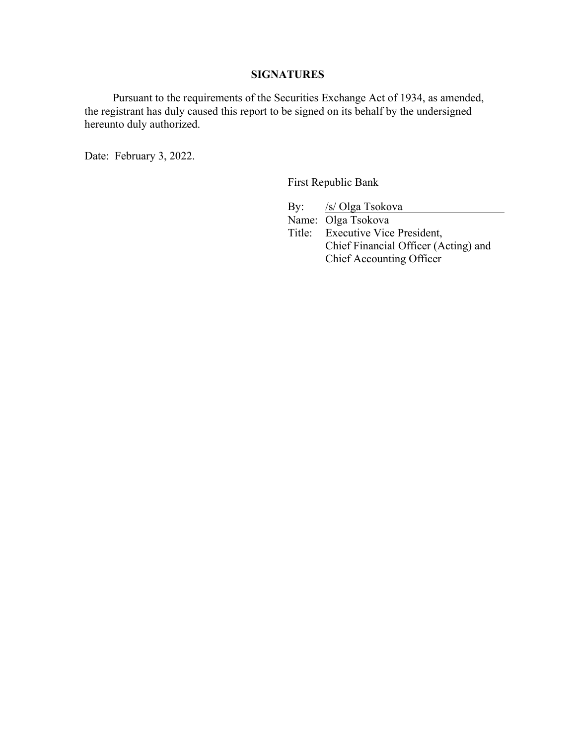## SIGNATURES

Pursuant to the requirements of the Securities Exchange Act of 1934, as amended, the registrant has duly caused this report to be signed on its behalf by the undersigned hereunto duly authorized.

Date: February 3, 2022.

First Republic Bank

By: /s/ Olga Tsokova
Name: Olga Tsokova
Title: Executive Vice President,
Chief Financial Officer (Acting) and
Chief Accounting Officer